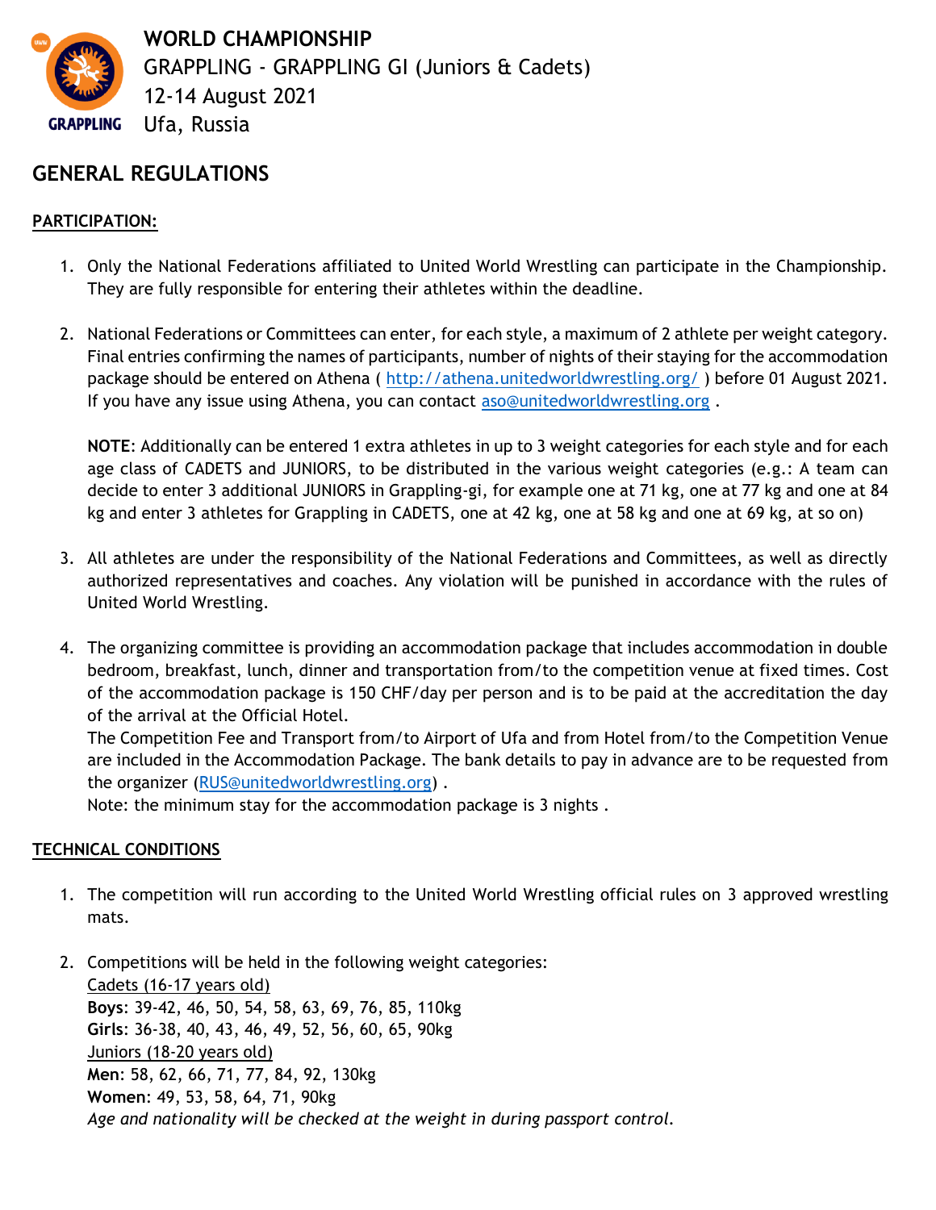**WORLD CHAMPIONSHIP**
GRAPPLING - GRAPPLING GI (Juniors & Cadets)
12-14 August 2021
Ufa, Russia

## GENERAL REGULATIONS

### PARTICIPATION:

1. Only the National Federations affiliated to United World Wrestling can participate in the Championship. They are fully responsible for entering their athletes within the deadline.

2. National Federations or Committees can enter, for each style, a maximum of 2 athlete per weight category. Final entries confirming the names of participants, number of nights of their staying for the accommodation package should be entered on Athena ( http://athena.unitedworldwrestling.org/ ) before 01 August 2021. If you have any issue using Athena, you can contact aso@unitedworldwrestling.org .

   **NOTE**: Additionally can be entered 1 extra athletes in up to 3 weight categories for each style and for each age class of CADETS and JUNIORS, to be distributed in the various weight categories (e.g.: A team can decide to enter 3 additional JUNIORS in Grappling-gi, for example one at 71 kg, one at 77 kg and one at 84 kg and enter 3 athletes for Grappling in CADETS, one at 42 kg, one at 58 kg and one at 69 kg, at so on)

3. All athletes are under the responsibility of the National Federations and Committees, as well as directly authorized representatives and coaches. Any violation will be punished in accordance with the rules of United World Wrestling.

4. The organizing committee is providing an accommodation package that includes accommodation in double bedroom, breakfast, lunch, dinner and transportation from/to the competition venue at fixed times. Cost of the accommodation package is 150 CHF/day per person and is to be paid at the accreditation the day of the arrival at the Official Hotel.
   The Competition Fee and Transport from/to Airport of Ufa and from Hotel from/to the Competition Venue are included in the Accommodation Package. The bank details to pay in advance are to be requested from the organizer (RUS@unitedworldwrestling.org) .
   Note: the minimum stay for the accommodation package is 3 nights .

### TECHNICAL CONDITIONS

1. The competition will run according to the United World Wrestling official rules on 3 approved wrestling mats.

2. Competitions will be held in the following weight categories:
   Cadets (16-17 years old)
   **Boys**: 39-42, 46, 50, 54, 58, 63, 69, 76, 85, 110kg
   **Girls**: 36-38, 40, 43, 46, 49, 52, 56, 60, 65, 90kg
   Juniors (18-20 years old)
   **Men**: 58, 62, 66, 71, 77, 84, 92, 130kg
   **Women**: 49, 53, 58, 64, 71, 90kg
   *Age and nationality will be checked at the weight in during passport control.*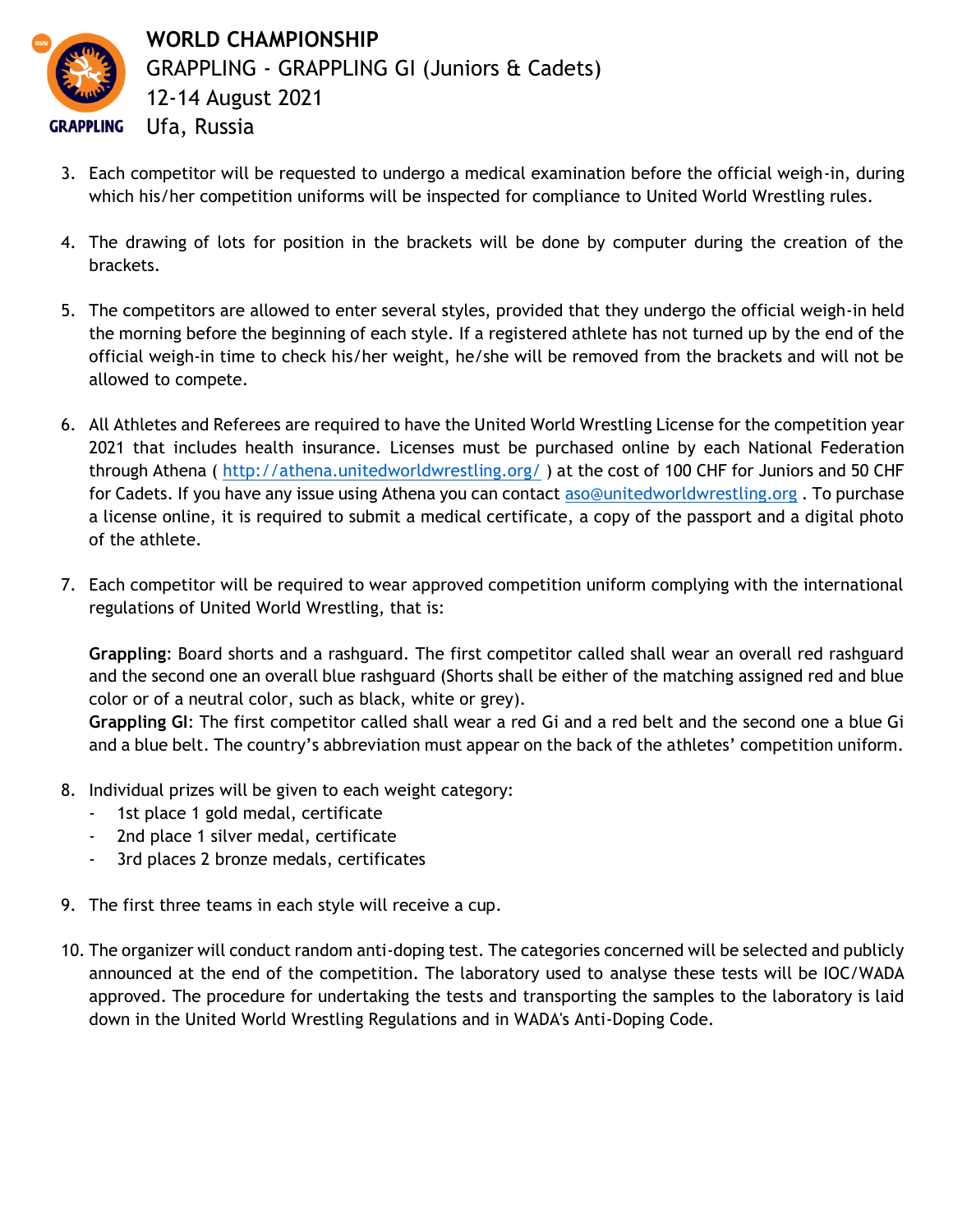3. Each competitor will be requested to undergo a medical examination before the official weigh-in, during which his/her competition uniforms will be inspected for compliance to United World Wrestling rules.

4. The drawing of lots for position in the brackets will be done by computer during the creation of the brackets.

5. The competitors are allowed to enter several styles, provided that they undergo the official weigh-in held the morning before the beginning of each style. If a registered athlete has not turned up by the end of the official weigh-in time to check his/her weight, he/she will be removed from the brackets and will not be allowed to compete.

6. All Athletes and Referees are required to have the United World Wrestling License for the competition year 2021 that includes health insurance. Licenses must be purchased online by each National Federation through Athena ( http://athena.unitedworldwrestling.org/ ) at the cost of 100 CHF for Juniors and 50 CHF for Cadets. If you have any issue using Athena you can contact aso@unitedworldwrestling.org . To purchase a license online, it is required to submit a medical certificate, a copy of the passport and a digital photo of the athlete.

7. Each competitor will be required to wear approved competition uniform complying with the international regulations of United World Wrestling, that is:

   **Grappling**: Board shorts and a rashguard. The first competitor called shall wear an overall red rashguard and the second one an overall blue rashguard (Shorts shall be either of the matching assigned red and blue color or of a neutral color, such as black, white or grey).
   **Grappling GI**: The first competitor called shall wear a red Gi and a red belt and the second one a blue Gi and a blue belt. The country's abbreviation must appear on the back of the athletes' competition uniform.

8. Individual prizes will be given to each weight category:
   - 1st place 1 gold medal, certificate
   - 2nd place 1 silver medal, certificate
   - 3rd places 2 bronze medals, certificates

9. The first three teams in each style will receive a cup.

10. The organizer will conduct random anti-doping test. The categories concerned will be selected and publicly announced at the end of the competition. The laboratory used to analyse these tests will be IOC/WADA approved. The procedure for undertaking the tests and transporting the samples to the laboratory is laid down in the United World Wrestling Regulations and in WADA's Anti-Doping Code.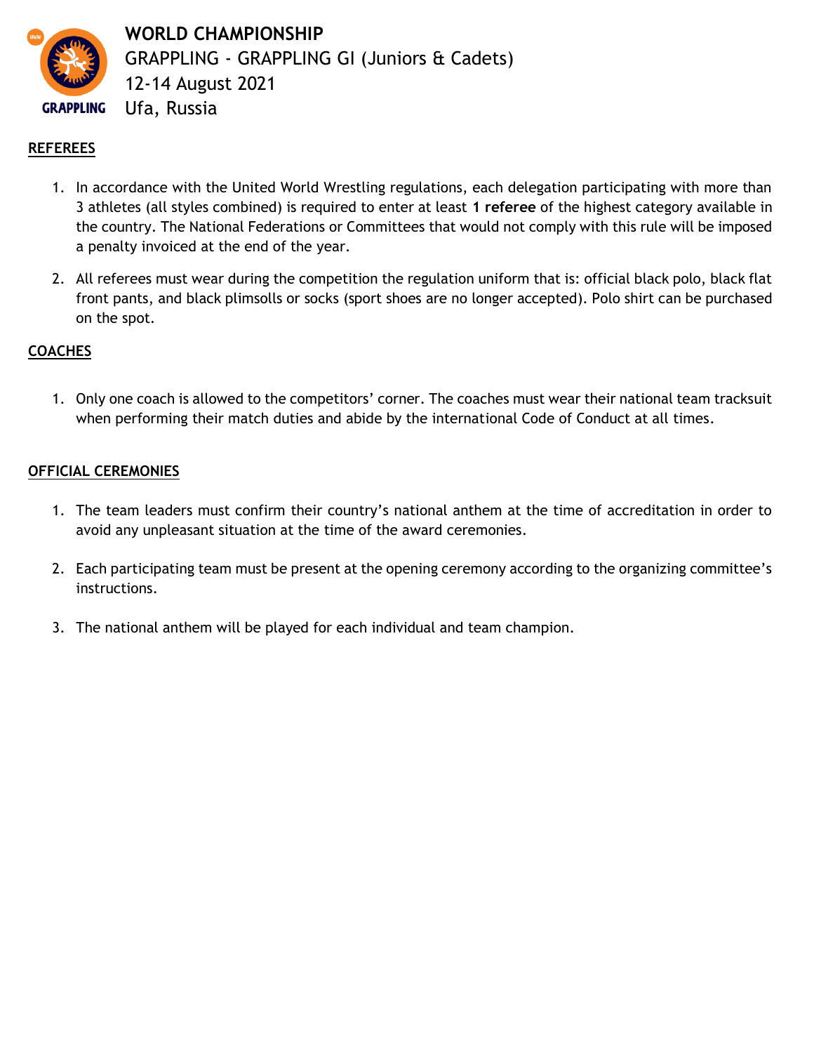**WORLD CHAMPIONSHIP**
GRAPPLING - GRAPPLING GI (Juniors & Cadets)
12-14 August 2021
Ufa, Russia

## REFEREES

1. In accordance with the United World Wrestling regulations, each delegation participating with more than 3 athletes (all styles combined) is required to enter at least **1 referee** of the highest category available in the country. The National Federations or Committees that would not comply with this rule will be imposed a penalty invoiced at the end of the year.

2. All referees must wear during the competition the regulation uniform that is: official black polo, black flat front pants, and black plimsolls or socks (sport shoes are no longer accepted). Polo shirt can be purchased on the spot.

## COACHES

1. Only one coach is allowed to the competitors' corner. The coaches must wear their national team tracksuit when performing their match duties and abide by the international Code of Conduct at all times.

## OFFICIAL CEREMONIES

1. The team leaders must confirm their country's national anthem at the time of accreditation in order to avoid any unpleasant situation at the time of the award ceremonies.

2. Each participating team must be present at the opening ceremony according to the organizing committee's instructions.

3. The national anthem will be played for each individual and team champion.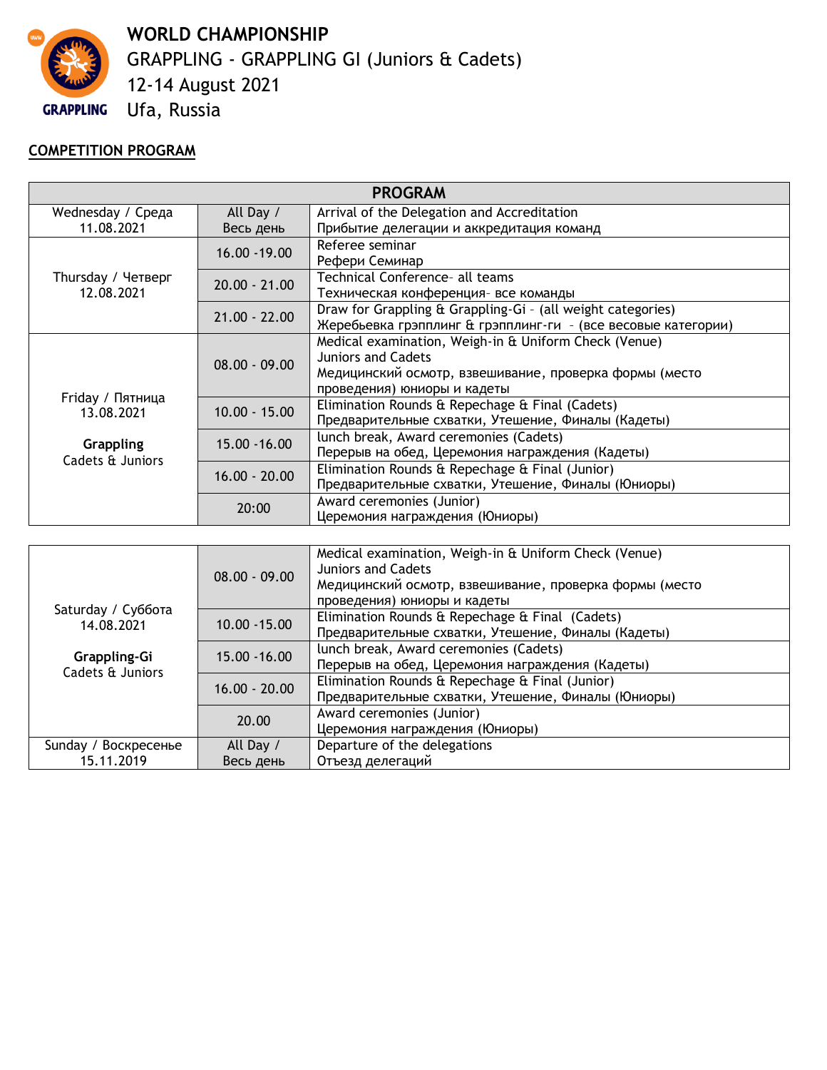# WORLD CHAMPIONSHIP

GRAPPLING - GRAPPLING GI (Juniors & Cadets)

12-14 August 2021

Ufa, Russia

## COMPETITION PROGRAM

| PROGRAM | | |
|---|---|---|
| Wednesday / Среда<br>11.08.2021 | All Day /<br>Весь день | Arrival of the Delegation and Accreditation<br>Прибытие делегации и аккредитация команд |
| Thursday / Четверг<br>12.08.2021 | 16.00 -19.00 | Referee seminar<br>Рефери Семинар |
| | 20.00 - 21.00 | Technical Conference- all teams<br>Техническая конференция- все команды |
| | 21.00 - 22.00 | Draw for Grappling & Grappling-Gi - (all weight categories)<br>Жеребьевка грэпплинг & грэпплинг-ги - (все весовые категории) |
| Friday / Пятница<br>13.08.2021<br><br>**Grappling**<br>Cadets & Juniors | 08.00 - 09.00 | Medical examination, Weigh-in & Uniform Check (Venue)<br>Juniors and Cadets<br>Медицинский осмотр, взвешивание, проверка формы (место проведения) юниоры и кадеты |
| | 10.00 - 15.00 | Elimination Rounds & Repechage & Final (Cadets)<br>Предварительные схватки, Утешение, Финалы (Кадеты) |
| | 15.00 -16.00 | lunch break, Award ceremonies (Cadets)<br>Перерыв на обед, Церемония награждения (Кадеты) |
| | 16.00 - 20.00 | Elimination Rounds & Repechage & Final (Junior)<br>Предварительные схватки, Утешение, Финалы (Юниоры) |
| | 20:00 | Award ceremonies (Junior)<br>Церемония награждения (Юниоры) |
| Saturday / Суббота<br>14.08.2021<br><br>**Grappling-Gi**<br>Cadets & Juniors | 08.00 - 09.00 | Medical examination, Weigh-in & Uniform Check (Venue)<br>Juniors and Cadets<br>Медицинский осмотр, взвешивание, проверка формы (место проведения) юниоры и кадеты |
| | 10.00 -15.00 | Elimination Rounds & Repechage & Final (Cadets)<br>Предварительные схватки, Утешение, Финалы (Кадеты) |
| | 15.00 -16.00 | lunch break, Award ceremonies (Cadets)<br>Перерыв на обед, Церемония награждения (Кадеты) |
| | 16.00 - 20.00 | Elimination Rounds & Repechage & Final (Junior)<br>Предварительные схватки, Утешение, Финалы (Юниоры) |
| | 20.00 | Award ceremonies (Junior)<br>Церемония награждения (Юниоры) |
| Sunday / Воскресенье<br>15.11.2019 | All Day /<br>Весь день | Departure of the delegations<br>Отъезд делегаций |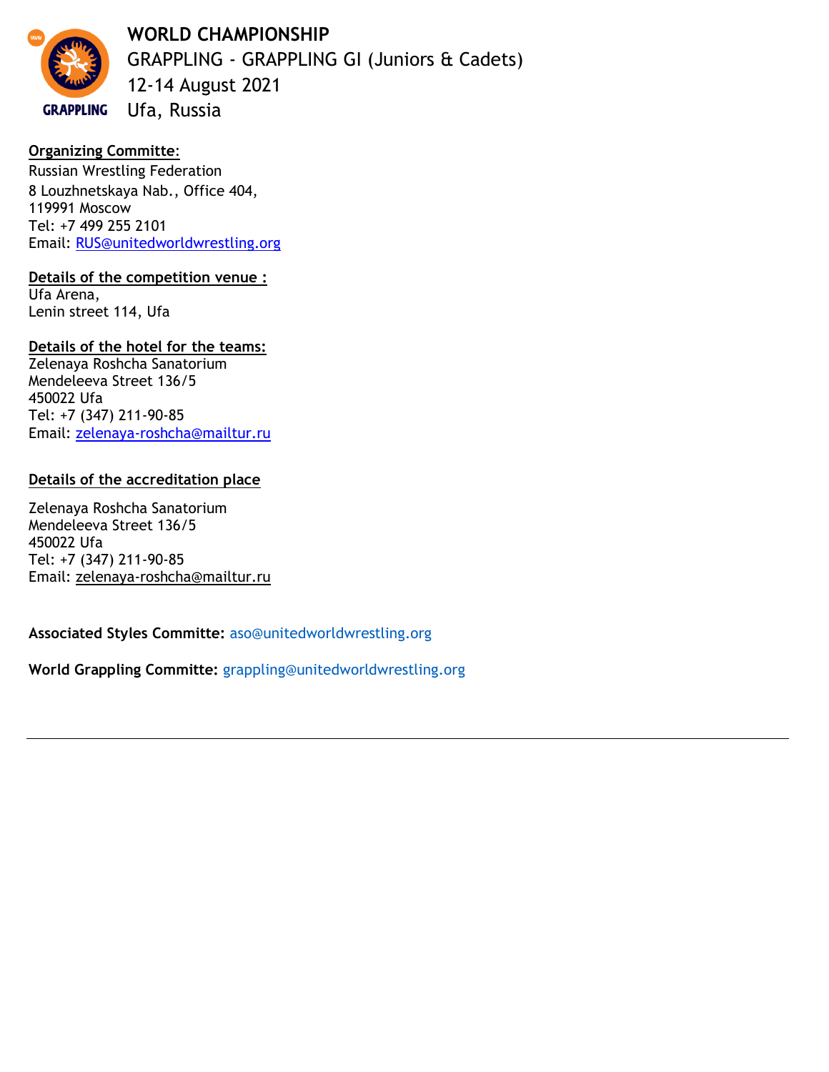**WORLD CHAMPIONSHIP**
GRAPPLING - GRAPPLING GI (Juniors & Cadets)
12-14 August 2021
Ufa, Russia

GRAPPLING

**Organizing Committe:**
Russian Wrestling Federation
8 Louzhnetskaya Nab., Office 404,
119991 Moscow
Tel: +7 499 255 2101
Email: RUS@unitedworldwrestling.org

**Details of the competition venue :**
Ufa Arena,
Lenin street 114, Ufa

**Details of the hotel for the teams:**
Zelenaya Roshcha Sanatorium
Mendeleeva Street 136/5
450022 Ufa
Tel: +7 (347) 211-90-85
Email: zelenaya-roshcha@mailtur.ru

**Details of the accreditation place**

Zelenaya Roshcha Sanatorium
Mendeleeva Street 136/5
450022 Ufa
Tel: +7 (347) 211-90-85
Email: zelenaya-roshcha@mailtur.ru

**Associated Styles Committe:** aso@unitedworldwrestling.org

**World Grappling Committe:** grappling@unitedworldwrestling.org